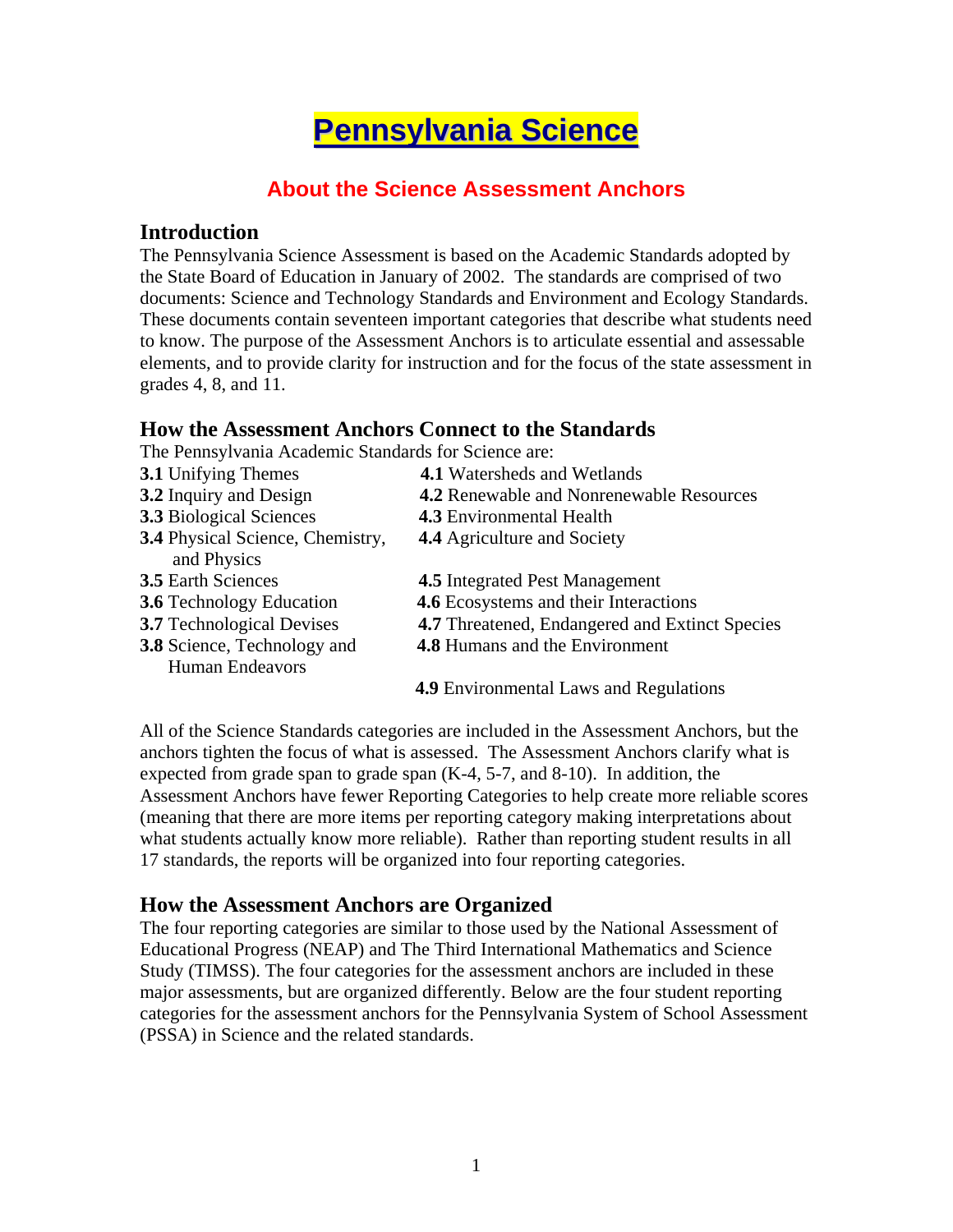# Pennsylvania Science

## About the Science Assessment Anchors

### Introduction

The Pennsylvania Science Assessment is based on the Academic Standards adopted by the State Board of Education in January of 2002. The standards are comprised of two documents: Science and Technology Standards and Environment and Ecology Standards. These documents contain seventeen important categories that describe what students need to know. The purpose of the Assessment Anchors is to articulate essential and assessable elements, and to provide clarity for instruction and for the focus of the state assessment in grades 4, 8, and 11.

### How the Assessment Anchors Connect to the Standards

The Pennsylvania Academic Standards for Science are:

- **3.1** Unifying Themes
- **3.2** Inquiry and Design
- **3.3** Biological Sciences
- **3.4** Physical Science, Chemistry, and Physics
- **3.5** Earth Sciences
- **3.6** Technology Education
- **3.7** Technological Devises
- **3.8** Science, Technology and Human Endeavors
- **4.1** Watersheds and Wetlands
- **4.2** Renewable and Nonrenewable Resources
- **4.3** Environmental Health
- **4.4** Agriculture and Society
- **4.5** Integrated Pest Management
- **4.6** Ecosystems and their Interactions
- **4.7** Threatened, Endangered and Extinct Species
- **4.8** Humans and the Environment
- **4.9** Environmental Laws and Regulations

All of the Science Standards categories are included in the Assessment Anchors, but the anchors tighten the focus of what is assessed. The Assessment Anchors clarify what is expected from grade span to grade span (K-4, 5-7, and 8-10). In addition, the Assessment Anchors have fewer Reporting Categories to help create more reliable scores (meaning that there are more items per reporting category making interpretations about what students actually know more reliable). Rather than reporting student results in all 17 standards, the reports will be organized into four reporting categories.

### How the Assessment Anchors are Organized

The four reporting categories are similar to those used by the National Assessment of Educational Progress (NEAP) and The Third International Mathematics and Science Study (TIMSS). The four categories for the assessment anchors are included in these major assessments, but are organized differently. Below are the four student reporting categories for the assessment anchors for the Pennsylvania System of School Assessment (PSSA) in Science and the related standards.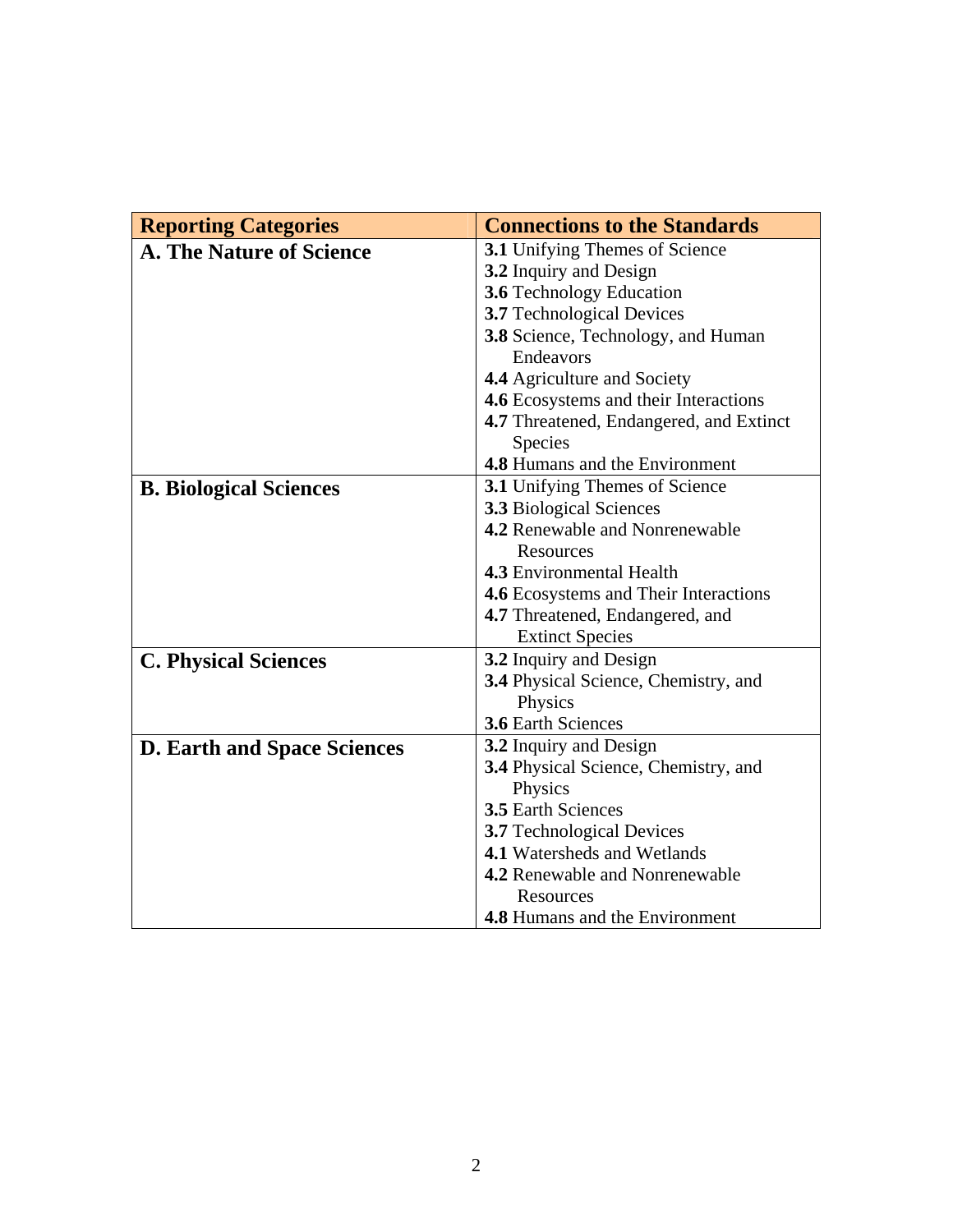| Reporting Categories | Connections to the Standards |
|---|---|
| **A. The Nature of Science** | **3.1** Unifying Themes of Science<br>**3.2** Inquiry and Design<br>**3.6** Technology Education<br>**3.7** Technological Devices<br>**3.8** Science, Technology, and Human Endeavors<br>**4.4** Agriculture and Society<br>**4.6** Ecosystems and their Interactions<br>**4.7** Threatened, Endangered, and Extinct Species<br>**4.8** Humans and the Environment |
| **B. Biological Sciences** | **3.1** Unifying Themes of Science<br>**3.3** Biological Sciences<br>**4.2** Renewable and Nonrenewable Resources<br>**4.3** Environmental Health<br>**4.6** Ecosystems and Their Interactions<br>**4.7** Threatened, Endangered, and Extinct Species |
| **C. Physical Sciences** | **3.2** Inquiry and Design<br>**3.4** Physical Science, Chemistry, and Physics<br>**3.6** Earth Sciences |
| **D. Earth and Space Sciences** | **3.2** Inquiry and Design<br>**3.4** Physical Science, Chemistry, and Physics<br>**3.5** Earth Sciences<br>**3.7** Technological Devices<br>**4.1** Watersheds and Wetlands<br>**4.2** Renewable and Nonrenewable Resources<br>**4.8** Humans and the Environment |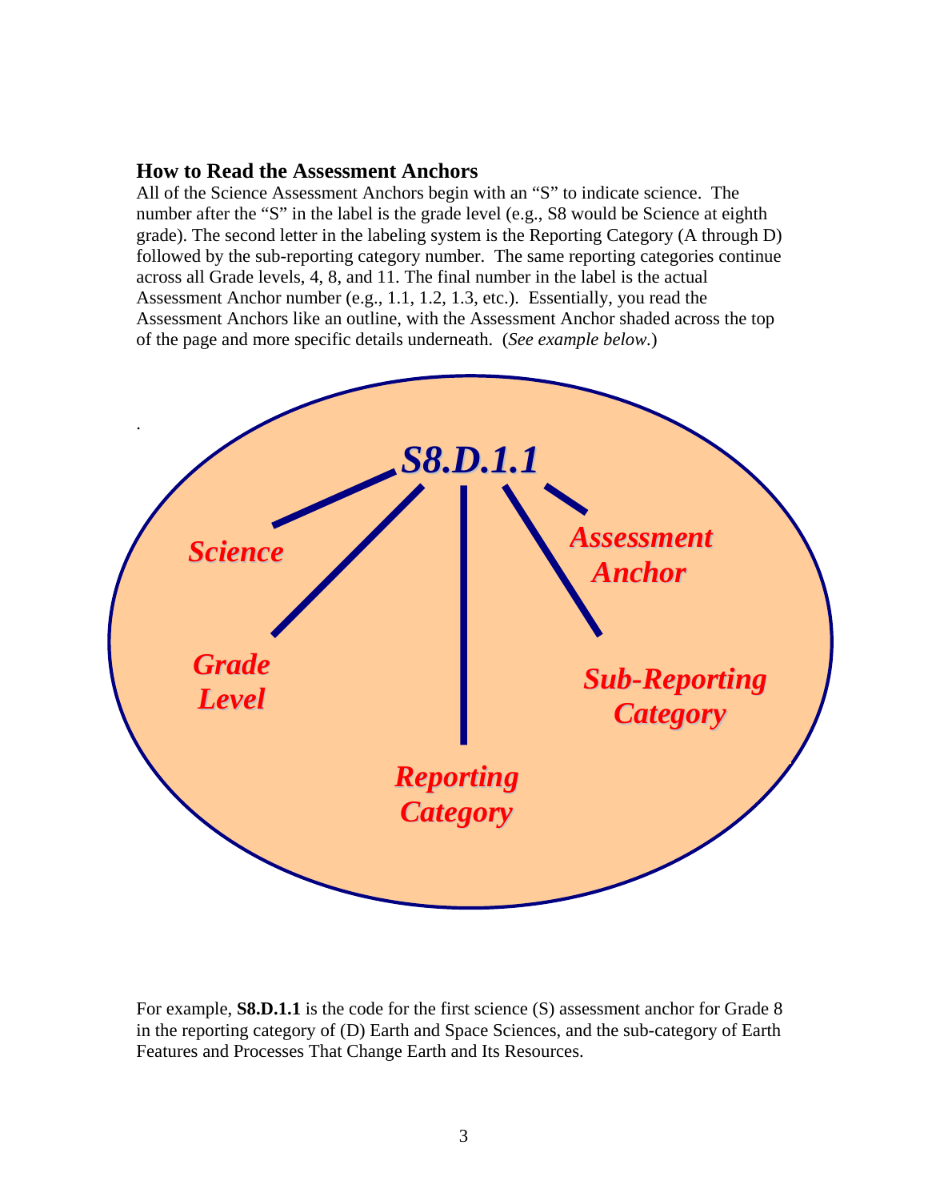## How to Read the Assessment Anchors

All of the Science Assessment Anchors begin with an "S" to indicate science. The number after the "S" in the label is the grade level (e.g., S8 would be Science at eighth grade). The second letter in the labeling system is the Reporting Category (A through D) followed by the sub-reporting category number. The same reporting categories continue across all Grade levels, 4, 8, and 11. The final number in the label is the actual Assessment Anchor number (e.g., 1.1, 1.2, 1.3, etc.). Essentially, you read the Assessment Anchors like an outline, with the Assessment Anchor shaded across the top of the page and more specific details underneath. (*See example below.*)

***S8.D.1.1***

- *Science*
- *Grade Level*
- *Reporting Category*
- *Sub-Reporting Category*
- *Assessment Anchor*

For example, **S8.D.1.1** is the code for the first science (S) assessment anchor for Grade 8 in the reporting category of (D) Earth and Space Sciences, and the sub-category of Earth Features and Processes That Change Earth and Its Resources.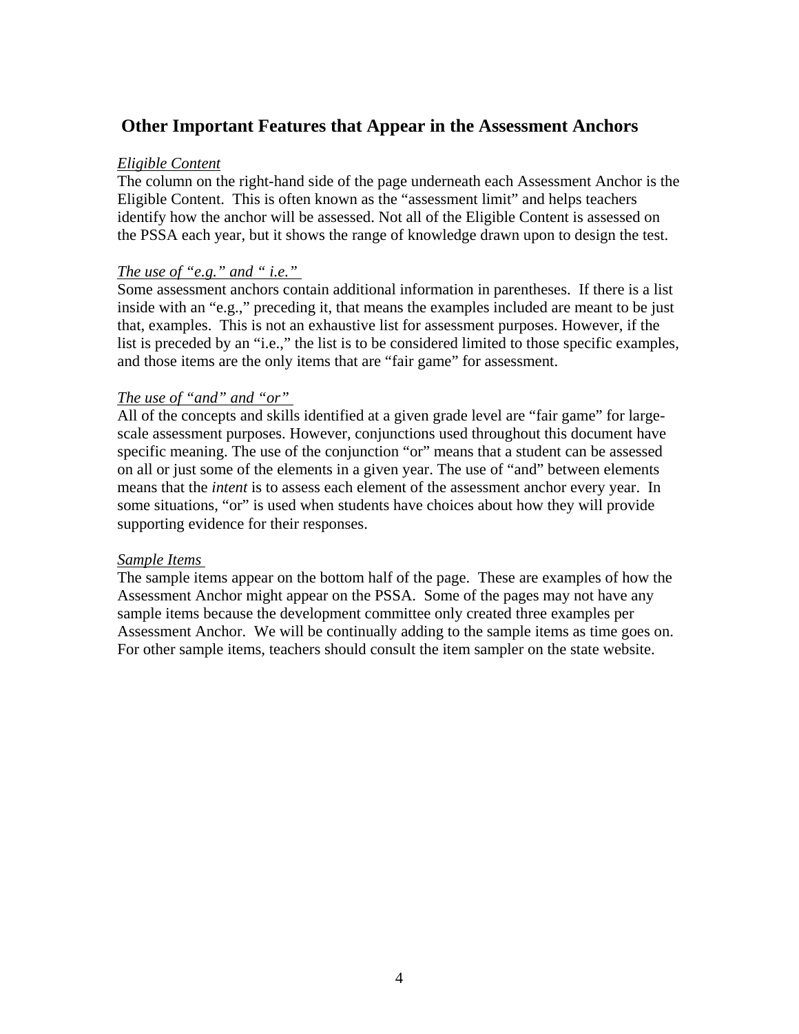## Other Important Features that Appear in the Assessment Anchors

*Eligible Content*

The column on the right-hand side of the page underneath each Assessment Anchor is the Eligible Content. This is often known as the "assessment limit" and helps teachers identify how the anchor will be assessed. Not all of the Eligible Content is assessed on the PSSA each year, but it shows the range of knowledge drawn upon to design the test.

*The use of "e.g." and " i.e."*

Some assessment anchors contain additional information in parentheses. If there is a list inside with an "e.g.," preceding it, that means the examples included are meant to be just that, examples. This is not an exhaustive list for assessment purposes. However, if the list is preceded by an "i.e.," the list is to be considered limited to those specific examples, and those items are the only items that are "fair game" for assessment.

*The use of "and" and "or"*

All of the concepts and skills identified at a given grade level are "fair game" for large-scale assessment purposes. However, conjunctions used throughout this document have specific meaning. The use of the conjunction "or" means that a student can be assessed on all or just some of the elements in a given year. The use of "and" between elements means that the *intent* is to assess each element of the assessment anchor every year. In some situations, "or" is used when students have choices about how they will provide supporting evidence for their responses.

*Sample Items*

The sample items appear on the bottom half of the page. These are examples of how the Assessment Anchor might appear on the PSSA. Some of the pages may not have any sample items because the development committee only created three examples per Assessment Anchor. We will be continually adding to the sample items as time goes on. For other sample items, teachers should consult the item sampler on the state website.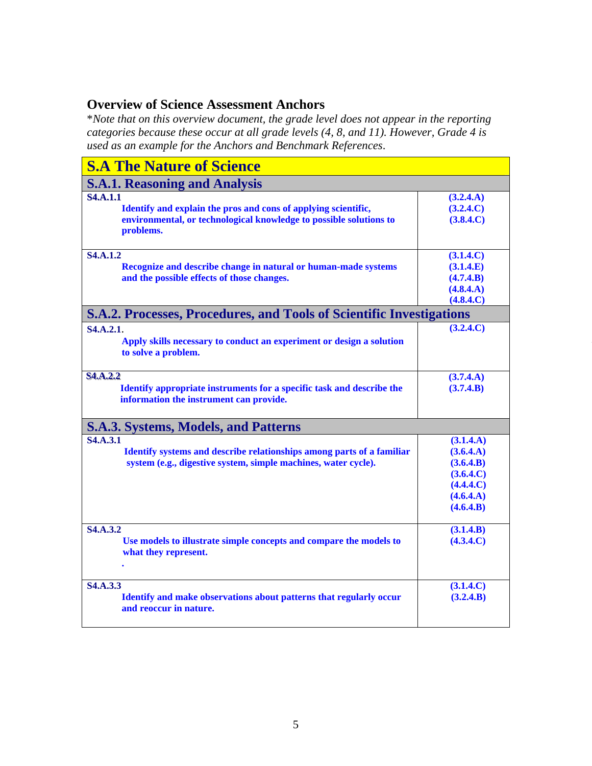## Overview of Science Assessment Anchors

**Note that on this overview document, the grade level does not appear in the reporting categories because these occur at all grade levels (4, 8, and 11). However, Grade 4 is used as an example for the Anchors and Benchmark References.*

| S.A The Nature of Science | |
|---|---|
| **S.A.1. Reasoning and Analysis** | |
| **S4.A.1.1** <br> **Identify and explain the pros and cons of applying scientific, environmental, or technological knowledge to possible solutions to problems.** | **(3.2.4.A)** <br> **(3.2.4.C)** <br> **(3.8.4.C)** |
| **S4.A.1.2** <br> **Recognize and describe change in natural or human-made systems and the possible effects of those changes.** | **(3.1.4.C)** <br> **(3.1.4.E)** <br> **(4.7.4.B)** <br> **(4.8.4.A)** <br> **(4.8.4.C)** |
| **S.A.2. Processes, Procedures, and Tools of Scientific Investigations** | |
| **S4.A.2.1.** <br> **Apply skills necessary to conduct an experiment or design a solution to solve a problem.** | **(3.2.4.C)** |
| **S4.A.2.2** <br> **Identify appropriate instruments for a specific task and describe the information the instrument can provide.** | **(3.7.4.A)** <br> **(3.7.4.B)** |
| **S.A.3. Systems, Models, and Patterns** | |
| **S4.A.3.1** <br> **Identify systems and describe relationships among parts of a familiar system (e.g., digestive system, simple machines, water cycle).** | **(3.1.4.A)** <br> **(3.6.4.A)** <br> **(3.6.4.B)** <br> **(3.6.4.C)** <br> **(4.4.4.C)** <br> **(4.6.4.A)** <br> **(4.6.4.B)** |
| **S4.A.3.2** <br> **Use models to illustrate simple concepts and compare the models to what they represent.** <br> **.** | **(3.1.4.B)** <br> **(4.3.4.C)** |
| **S4.A.3.3** <br> **Identify and make observations about patterns that regularly occur and reoccur in nature.** | **(3.1.4.C)** <br> **(3.2.4.B)** |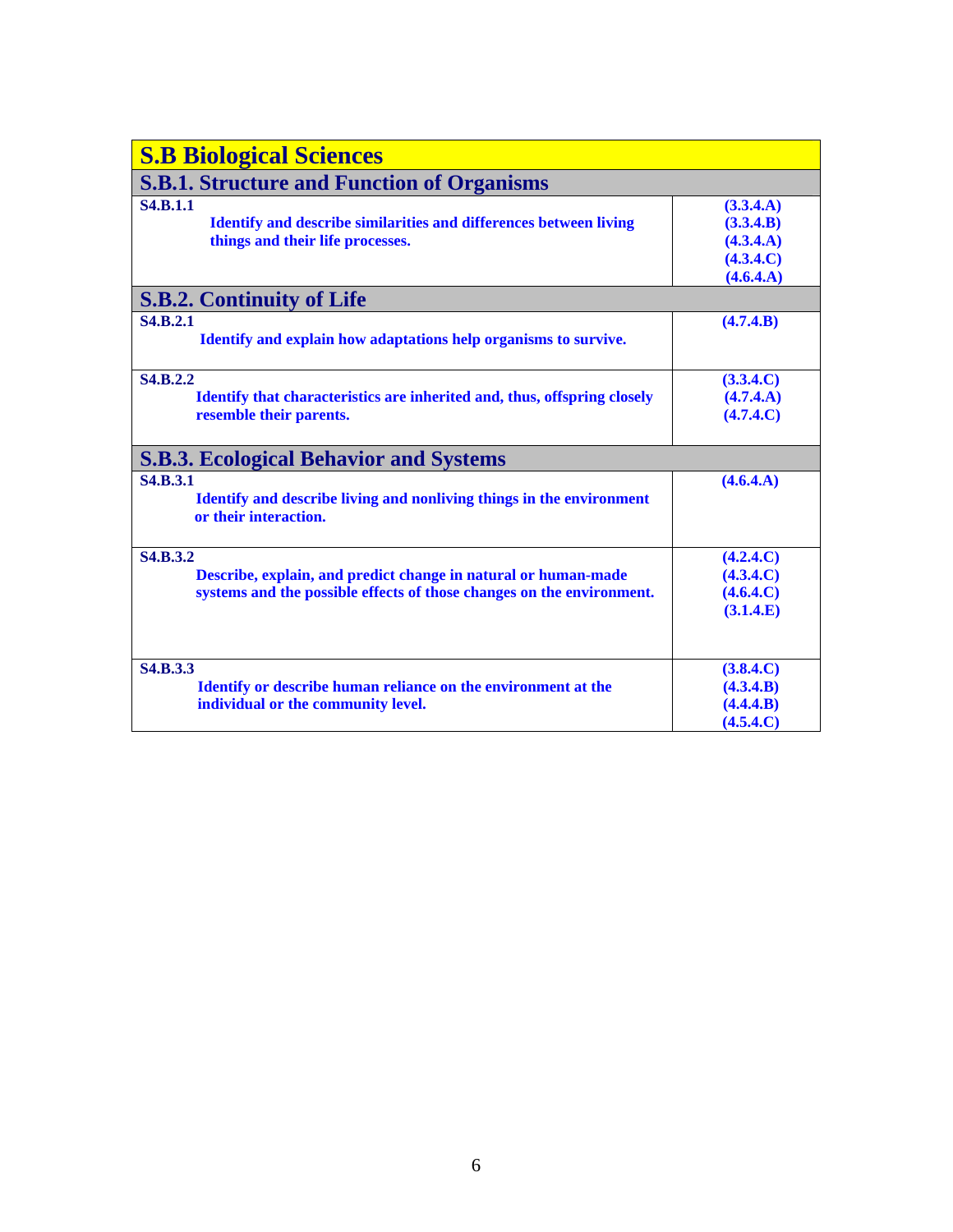## S.B Biological Sciences

### S.B.1. Structure and Function of Organisms

| | |
|---|---|
| **S4.B.1.1** **Identify and describe similarities and differences between living things and their life processes.** | **(3.3.4.A)** **(3.3.4.B)** **(4.3.4.A)** **(4.3.4.C)** **(4.6.4.A)** |

### S.B.2. Continuity of Life

| | |
|---|---|
| **S4.B.2.1** **Identify and explain how adaptations help organisms to survive.** | **(4.7.4.B)** |
| **S4.B.2.2** **Identify that characteristics are inherited and, thus, offspring closely resemble their parents.** | **(3.3.4.C)** **(4.7.4.A)** **(4.7.4.C)** |

### S.B.3. Ecological Behavior and Systems

| | |
|---|---|
| **S4.B.3.1** **Identify and describe living and nonliving things in the environment or their interaction.** | **(4.6.4.A)** |
| **S4.B.3.2** **Describe, explain, and predict change in natural or human-made systems and the possible effects of those changes on the environment.** | **(4.2.4.C)** **(4.3.4.C)** **(4.6.4.C)** **(3.1.4.E)** |
| **S4.B.3.3** **Identify or describe human reliance on the environment at the individual or the community level.** | **(3.8.4.C)** **(4.3.4.B)** **(4.4.4.B)** **(4.5.4.C)** |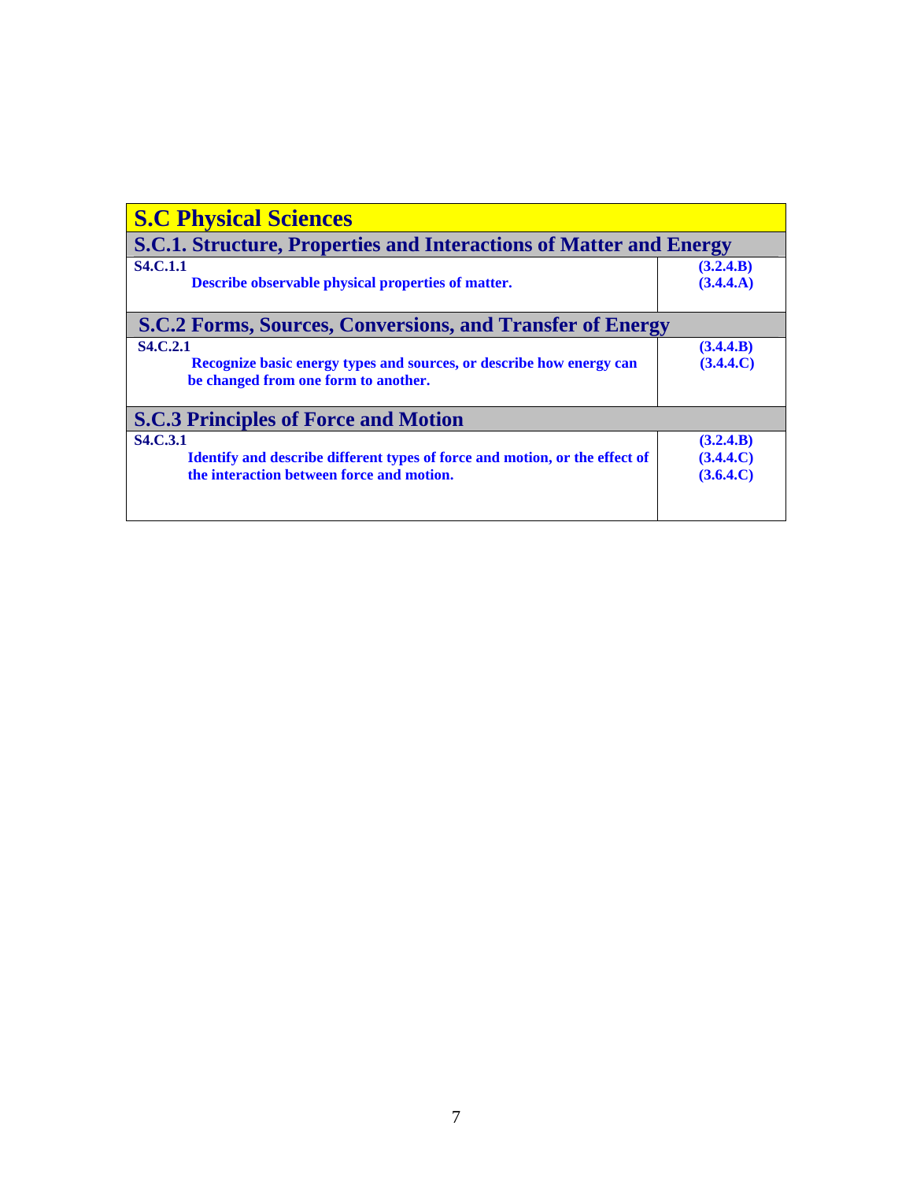| S.C Physical Sciences | |
|---|---|
| **S.C.1. Structure, Properties and Interactions of Matter and Energy** | |
| **S4.C.1.1**<br>**Describe observable physical properties of matter.** | **(3.2.4.B)**<br>**(3.4.4.A)** |
| **S.C.2 Forms, Sources, Conversions, and Transfer of Energy** | |
| **S4.C.2.1**<br>**Recognize basic energy types and sources, or describe how energy can be changed from one form to another.** | **(3.4.4.B)**<br>**(3.4.4.C)** |
| **S.C.3 Principles of Force and Motion** | |
| **S4.C.3.1**<br>**Identify and describe different types of force and motion, or the effect of the interaction between force and motion.** | **(3.2.4.B)**<br>**(3.4.4.C)**<br>**(3.6.4.C)** |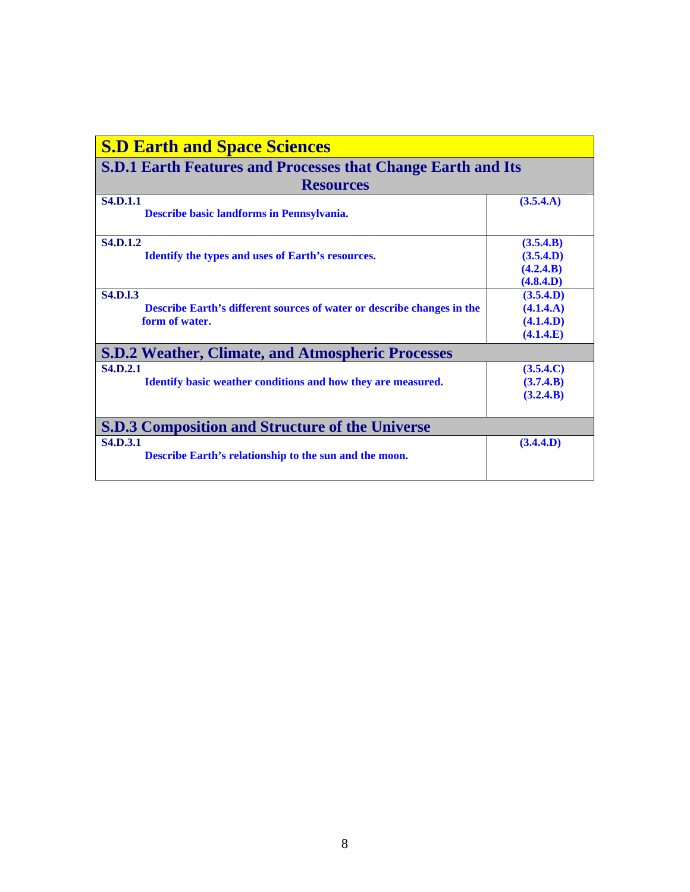| S.D Earth and Space Sciences | |
|---|---|
| **S.D.1 Earth Features and Processes that Change Earth and Its Resources** | |
| **S4.D.1.1**<br>**Describe basic landforms in Pennsylvania.** | **(3.5.4.A)** |
| **S4.D.1.2**<br>**Identify the types and uses of Earth's resources.** | **(3.5.4.B)**<br>**(3.5.4.D)**<br>**(4.2.4.B)**<br>**(4.8.4.D)** |
| **S4.D.l.3**<br>**Describe Earth's different sources of water or describe changes in the form of water.** | **(3.5.4.D)**<br>**(4.1.4.A)**<br>**(4.1.4.D)**<br>**(4.1.4.E)** |
| **S.D.2 Weather, Climate, and Atmospheric Processes** | |
| **S4.D.2.1**<br>**Identify basic weather conditions and how they are measured.** | **(3.5.4.C)**<br>**(3.7.4.B)**<br>**(3.2.4.B)** |
| **S.D.3 Composition and Structure of the Universe** | |
| **S4.D.3.1**<br>**Describe Earth's relationship to the sun and the moon.** | **(3.4.4.D)** |